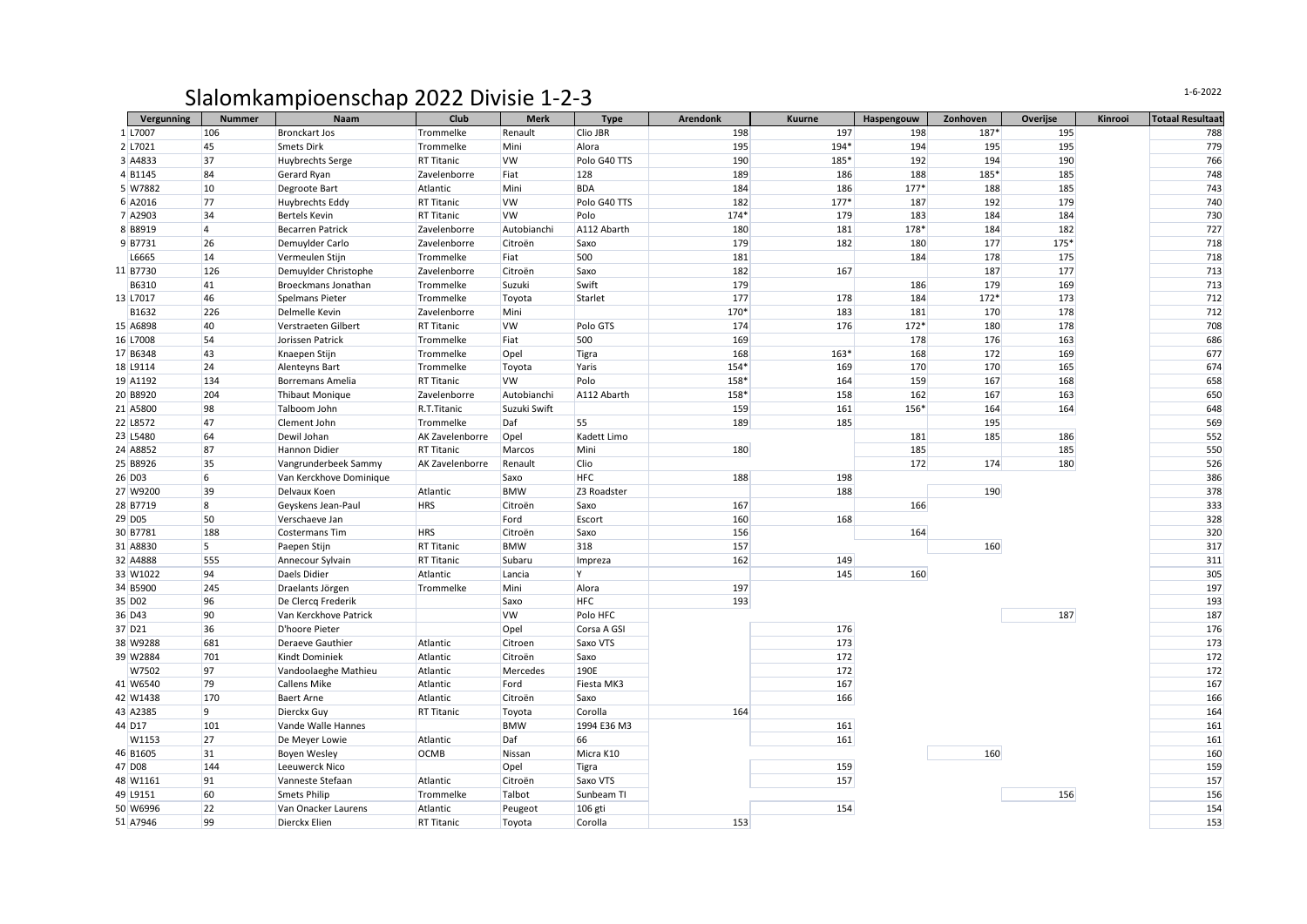# Slalomkampioenschap 2022 Divisie 1-2-3

| | Vergunning | Nummer | Naam | Club | Merk | Type | Arendonk | Kuurne | Haspengouw | Zonhoven | Overijse | Kinrooi | Totaal Resultaat |
|---|---|---|---|---|---|---|---|---|---|---|---|---|---|
| 1 | L7007 | 106 | Bronckart Jos | Trommelke | Renault | Clio JBR | 198 | 197 | 198 | 187* | 195 | | 788 |
| 2 | L7021 | 45 | Smets Dirk | Trommelke | Mini | Alora | 195 | 194* | 194 | 195 | 195 | | 779 |
| 3 | A4833 | 37 | Huybrechts Serge | RT Titanic | VW | Polo G40 TTS | 190 | 185* | 192 | 194 | 190 | | 766 |
| 4 | B1145 | 84 | Gerard Ryan | Zavelenborre | Fiat | 128 | 189 | 186 | 188 | 185* | 185 | | 748 |
| 5 | W7882 | 10 | Degroote Bart | Atlantic | Mini | BDA | 184 | 186 | 177* | 188 | 185 | | 743 |
| 6 | A2016 | 77 | Huybrechts Eddy | RT Titanic | VW | Polo G40 TTS | 182 | 177* | 187 | 192 | 179 | | 740 |
| 7 | A2903 | 34 | Bertels Kevin | RT Titanic | VW | Polo | 174* | 179 | 183 | 184 | 184 | | 730 |
| 8 | B8919 | 4 | Becarren Patrick | Zavelenborre | Autobianchi | A112 Abarth | 180 | 181 | 178* | 184 | 182 | | 727 |
| 9 | B7731 | 26 | Demuylder Carlo | Zavelenborre | Citroën | Saxo | 179 | 182 | 180 | 177 | 175* | | 718 |
| | L6665 | 14 | Vermeulen Stijn | Trommelke | Fiat | 500 | 181 | | 184 | 178 | 175 | | 718 |
| 11 | B7730 | 126 | Demuylder Christophe | Zavelenborre | Citroën | Saxo | 182 | 167 | | 187 | 177 | | 713 |
| | B6310 | 41 | Broeckmans Jonathan | Trommelke | Suzuki | Swift | 179 | | 186 | 179 | 169 | | 713 |
| 13 | L7017 | 46 | Spelmans Pieter | Trommelke | Toyota | Starlet | 177 | 178 | 184 | 172* | 173 | | 712 |
| | B1632 | 226 | Delmelle Kevin | Zavelenborre | Mini | | 170* | 183 | 181 | 170 | 178 | | 712 |
| 15 | A6898 | 40 | Verstraeten Gilbert | RT Titanic | VW | Polo GTS | 174 | 176 | 172* | 180 | 178 | | 708 |
| 16 | L7008 | 54 | Jorissen Patrick | Trommelke | Fiat | 500 | 169 | | 178 | 176 | 163 | | 686 |
| 17 | B6348 | 43 | Knaepen Stijn | Trommelke | Opel | Tigra | 168 | 163* | 168 | 172 | 169 | | 677 |
| 18 | L9114 | 24 | Alenteyns Bart | Trommelke | Toyota | Yaris | 154* | 169 | 170 | 170 | 165 | | 674 |
| 19 | A1192 | 134 | Borremans Amelia | RT Titanic | VW | Polo | 158* | 164 | 159 | 167 | 168 | | 658 |
| 20 | B8920 | 204 | Thibaut Monique | Zavelenborre | Autobianchi | A112 Abarth | 158* | 158 | 162 | 167 | 163 | | 650 |
| 21 | A5800 | 98 | Talboom John | R.T.Titanic | Suzuki Swift | | 159 | 161 | 156* | 164 | 164 | | 648 |
| 22 | L8572 | 47 | Clement John | Trommelke | Daf | 55 | 189 | 185 | | 195 | | | 569 |
| 23 | L5480 | 64 | Dewil Johan | AK Zavelenborre | Opel | Kadett Limo | | | 181 | 185 | 186 | | 552 |
| 24 | A8852 | 87 | Hannon Didier | RT Titanic | Marcos | Mini | 180 | | 185 | | 185 | | 550 |
| 25 | B8926 | 35 | Vangrunderbeek Sammy | AK Zavelenborre | Renault | Clio | | | 172 | 174 | 180 | | 526 |
| 26 | D03 | 6 | Van Kerckhove Dominique | | Saxo | HFC | 188 | 198 | | | | | 386 |
| 27 | W9200 | 39 | Delvaux Koen | Atlantic | BMW | Z3 Roadster | | 188 | | 190 | | | 378 |
| 28 | B7719 | 8 | Geyskens Jean-Paul | HRS | Citroën | Saxo | 167 | | 166 | | | | 333 |
| 29 | D05 | 50 | Verschaeve Jan | | Ford | Escort | 160 | 168 | | | | | 328 |
| 30 | B7781 | 188 | Costermans Tim | HRS | Citroën | Saxo | 156 | | 164 | | | | 320 |
| 31 | A8830 | 5 | Paepen Stijn | RT Titanic | BMW | 318 | 157 | | | 160 | | | 317 |
| 32 | A4888 | 555 | Annecour Sylvain | RT Titanic | Subaru | Impreza | 162 | 149 | | | | | 311 |
| 33 | W1022 | 94 | Daels Didier | Atlantic | Lancia | Y | | 145 | 160 | | | | 305 |
| 34 | B5900 | 245 | Draelants Jörgen | Trommelke | Mini | Alora | 197 | | | | | | 197 |
| 35 | D02 | 96 | De Clercq Frederik | | Saxo | HFC | 193 | | | | | | 193 |
| 36 | D43 | 90 | Van Kerckhove Patrick | | VW | Polo HFC | | | | | 187 | | 187 |
| 37 | D21 | 36 | D'hoore Pieter | | Opel | Corsa A GSI | | 176 | | | | | 176 |
| 38 | W9288 | 681 | Deraeve Gauthier | Atlantic | Citroen | Saxo VTS | | 173 | | | | | 173 |
| 39 | W2884 | 701 | Kindt Dominiek | Atlantic | Citroën | Saxo | | 172 | | | | | 172 |
| | W7502 | 97 | Vandoolaeghe Mathieu | Atlantic | Mercedes | 190E | | 172 | | | | | 172 |
| 41 | W6540 | 79 | Callens Mike | Atlantic | Ford | Fiesta MK3 | | 167 | | | | | 167 |
| 42 | W1438 | 170 | Baert Arne | Atlantic | Citroën | Saxo | | 166 | | | | | 166 |
| 43 | A2385 | 9 | Dierckx Guy | RT Titanic | Toyota | Corolla | 164 | | | | | | 164 |
| 44 | D17 | 101 | Vande Walle Hannes | | BMW | 1994 E36 M3 | | 161 | | | | | 161 |
| | W1153 | 27 | De Meyer Lowie | Atlantic | Daf | 66 | | 161 | | | | | 161 |
| 46 | B1605 | 31 | Boyen Wesley | OCMB | Nissan | Micra K10 | | | | 160 | | | 160 |
| 47 | D08 | 144 | Leeuwerck Nico | | Opel | Tigra | | 159 | | | | | 159 |
| 48 | W1161 | 91 | Vanneste Stefaan | Atlantic | Citroën | Saxo VTS | | 157 | | | | | 157 |
| 49 | L9151 | 60 | Smets Philip | Trommelke | Talbot | Sunbeam TI | | | | | 156 | | 156 |
| 50 | W6996 | 22 | Van Onacker Laurens | Atlantic | Peugeot | 106 gti | | 154 | | | | | 154 |
| 51 | A7946 | 99 | Dierckx Elien | RT Titanic | Toyota | Corolla | 153 | | | | | | 153 |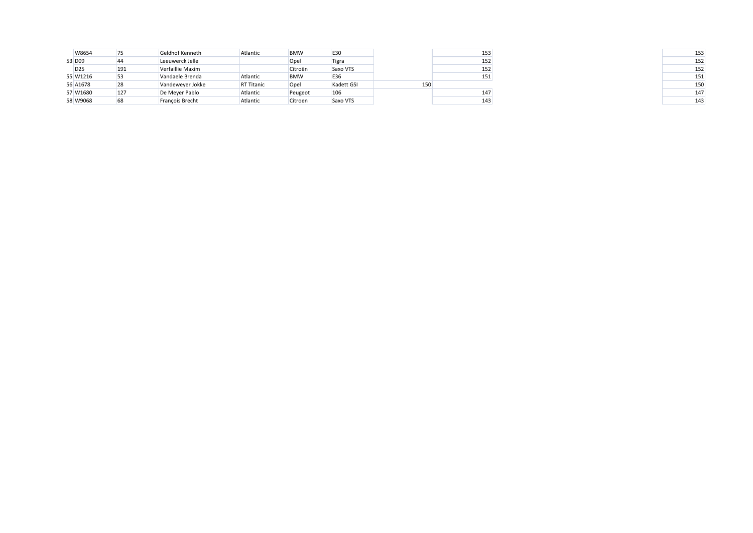| | | | | | | | | | |
|---|---|---|---|---|---|---|---|---|---|
| | W8654 | 75 | Geldhof Kenneth | Atlantic | BMW | E30 | | 153 | 153 |
| 53 | D09 | 44 | Leeuwerck Jelle | | Opel | Tigra | | 152 | 152 |
| | D25 | 191 | Verfaillie Maxim | | Citroën | Saxo VTS | | 152 | 152 |
| 55 | W1216 | 53 | Vandaele Brenda | Atlantic | BMW | E36 | | 151 | 151 |
| 56 | A1678 | 28 | Vandeweyer Jokke | RT Titanic | Opel | Kadett GSI | 150 | | 150 |
| 57 | W1680 | 127 | De Meyer Pablo | Atlantic | Peugeot | 106 | | 147 | 147 |
| 58 | W9068 | 68 | François Brecht | Atlantic | Citroen | Saxo VTS | | 143 | 143 |